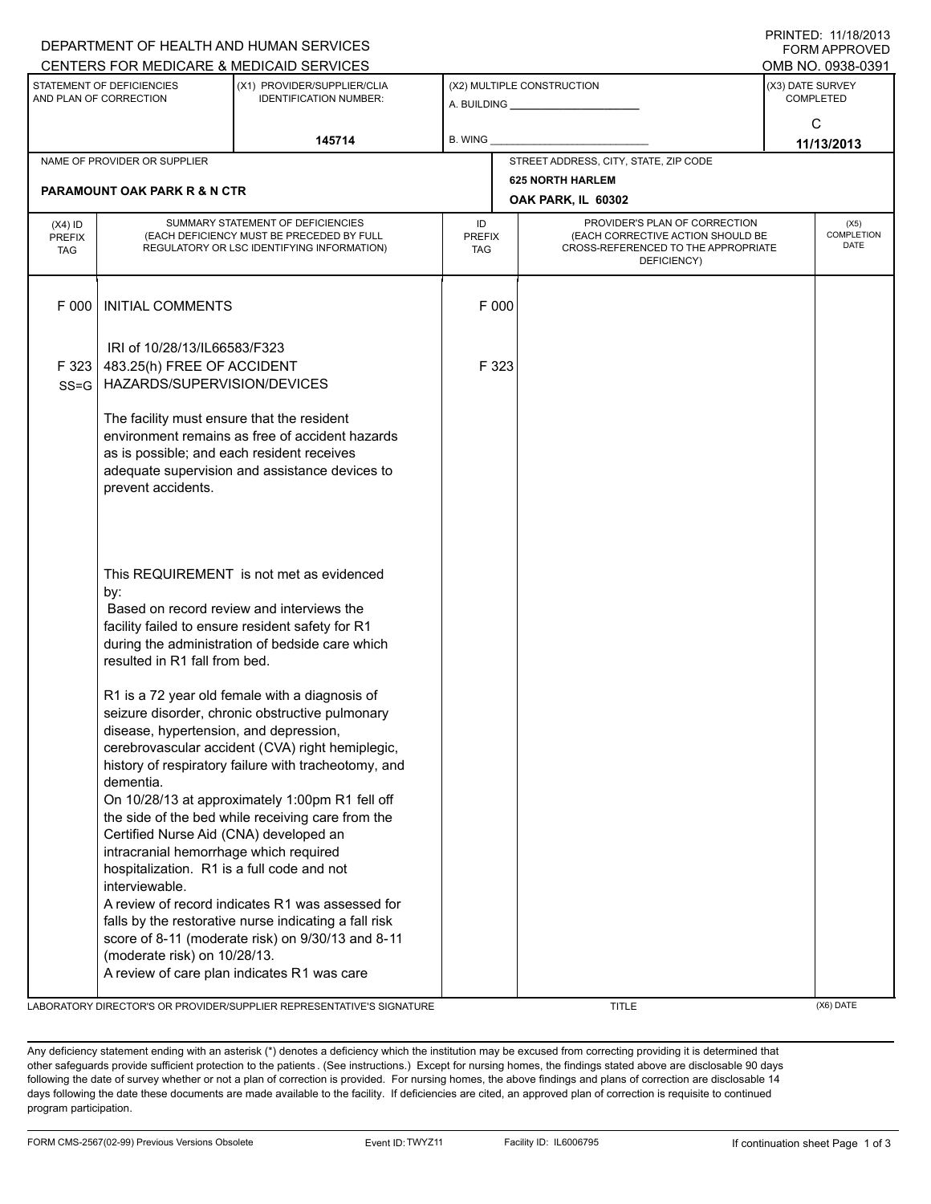DEPARTMENT OF HEALTH AND HUMAN SERVICES
CENTERS FOR MEDICARE & MEDICAID SERVICES

PRINTED: 11/18/2013
FORM APPROVED
OMB NO. 0938-0391

| STATEMENT OF DEFICIENCIES AND PLAN OF CORRECTION | (X1) PROVIDER/SUPPLIER/CLIA IDENTIFICATION NUMBER: | (X2) MULTIPLE CONSTRUCTION | (X3) DATE SURVEY COMPLETED |
|---|---|---|---|
| | 145714 | A. BUILDING ______ B. WING ______ | C 11/13/2013 |

| NAME OF PROVIDER OR SUPPLIER | STREET ADDRESS, CITY, STATE, ZIP CODE |
|---|---|
| PARAMOUNT OAK PARK R & N CTR | 625 NORTH HARLEM OAK PARK, IL 60302 |

| (X4) ID PREFIX TAG | SUMMARY STATEMENT OF DEFICIENCIES (EACH DEFICIENCY MUST BE PRECEDED BY FULL REGULATORY OR LSC IDENTIFYING INFORMATION) | ID PREFIX TAG | PROVIDER'S PLAN OF CORRECTION (EACH CORRECTIVE ACTION SHOULD BE CROSS-REFERENCED TO THE APPROPRIATE DEFICIENCY) | (X5) COMPLETION DATE |
|---|---|---|---|---|
| F 000 | INITIAL COMMENTS | F 000 | | |
| | IRI of 10/28/13/IL66583/F323 | | | |
| F 323 SS=G | 483.25(h) FREE OF ACCIDENT HAZARDS/SUPERVISION/DEVICES | F 323 | | |

The facility must ensure that the resident environment remains as free of accident hazards as is possible; and each resident receives adequate supervision and assistance devices to prevent accidents.

This REQUIREMENT is not met as evidenced by:
Based on record review and interviews the facility failed to ensure resident safety for R1 during the administration of bedside care which resulted in R1 fall from bed.

R1 is a 72 year old female with a diagnosis of seizure disorder, chronic obstructive pulmonary disease, hypertension, and depression, cerebrovascular accident (CVA) right hemiplegic, history of respiratory failure with tracheotomy, and dementia.
On 10/28/13 at approximately 1:00pm R1 fell off the side of the bed while receiving care from the Certified Nurse Aid (CNA) developed an intracranial hemorrhage which required hospitalization. R1 is a full code and not interviewable.
A review of record indicates R1 was assessed for falls by the restorative nurse indicating a fall risk score of 8-11 (moderate risk) on 9/30/13 and 8-11 (moderate risk) on 10/28/13.
A review of care plan indicates R1 was care

LABORATORY DIRECTOR'S OR PROVIDER/SUPPLIER REPRESENTATIVE'S SIGNATURE | TITLE | (X6) DATE

Any deficiency statement ending with an asterisk (*) denotes a deficiency which the institution may be excused from correcting providing it is determined that other safeguards provide sufficient protection to the patients . (See instructions.) Except for nursing homes, the findings stated above are disclosable 90 days following the date of survey whether or not a plan of correction is provided. For nursing homes, the above findings and plans of correction are disclosable 14 days following the date these documents are made available to the facility. If deficiencies are cited, an approved plan of correction is requisite to continued program participation.

FORM CMS-2567(02-99) Previous Versions Obsolete | Event ID: TWYZ11 | Facility ID: IL6006795 | If continuation sheet Page 1 of 3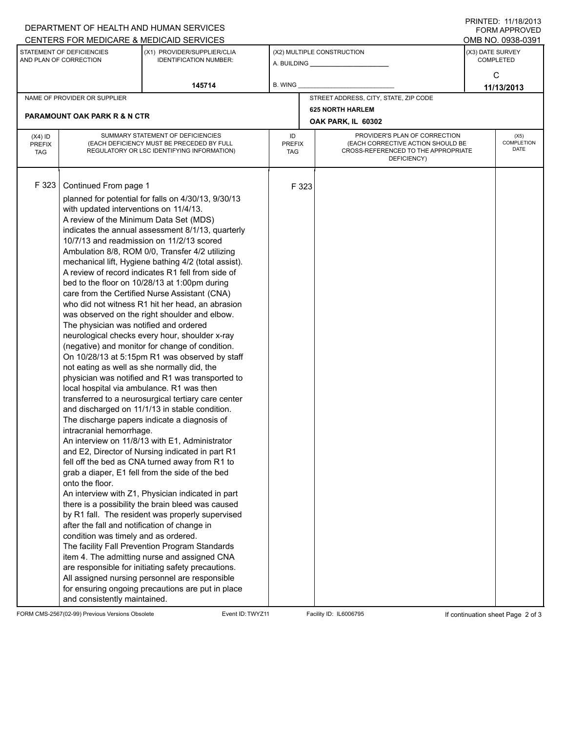DEPARTMENT OF HEALTH AND HUMAN SERVICES
CENTERS FOR MEDICARE & MEDICAID SERVICES

PRINTED: 11/18/2013
FORM APPROVED
OMB NO. 0938-0391

| STATEMENT OF DEFICIENCIES AND PLAN OF CORRECTION | (X1) PROVIDER/SUPPLIER/CLIA IDENTIFICATION NUMBER: | (X2) MULTIPLE CONSTRUCTION | (X3) DATE SURVEY COMPLETED |
|---|---|---|---|
| | 145714 | A. BUILDING ______ B. WING ______ | C 11/13/2013 |

| NAME OF PROVIDER OR SUPPLIER | STREET ADDRESS, CITY, STATE, ZIP CODE |
|---|---|
| PARAMOUNT OAK PARK R & N CTR | 625 NORTH HARLEM OAK PARK, IL 60302 |

| (X4) ID PREFIX TAG | SUMMARY STATEMENT OF DEFICIENCIES (EACH DEFICIENCY MUST BE PRECEDED BY FULL REGULATORY OR LSC IDENTIFYING INFORMATION) | ID PREFIX TAG | PROVIDER'S PLAN OF CORRECTION (EACH CORRECTIVE ACTION SHOULD BE CROSS-REFERENCED TO THE APPROPRIATE DEFICIENCY) | (X5) COMPLETION DATE |
|---|---|---|---|---|
| F 323 | Continued From page 1<br>planned for potential for falls on 4/30/13, 9/30/13 with updated interventions on 11/4/13.<br>A review of the Minimum Data Set (MDS) indicates the annual assessment 8/1/13, quarterly 10/7/13 and readmission on 11/2/13 scored Ambulation 8/8, ROM 0/0, Transfer 4/2 utilizing mechanical lift, Hygiene bathing 4/2 (total assist).<br>A review of record indicates R1 fell from side of bed to the floor on 10/28/13 at 1:00pm during care from the Certified Nurse Assistant (CNA) who did not witness R1 hit her head, an abrasion was observed on the right shoulder and elbow. The physician was notified and ordered neurological checks every hour, shoulder x-ray (negative) and monitor for change of condition. On 10/28/13 at 5:15pm R1 was observed by staff not eating as well as she normally did, the physician was notified and R1 was transported to local hospital via ambulance. R1 was then transferred to a neurosurgical tertiary care center and discharged on 11/1/13 in stable condition. The discharge papers indicate a diagnosis of intracranial hemorrhage.<br>An interview on 11/8/13 with E1, Administrator and E2, Director of Nursing indicated in part R1 fell off the bed as CNA turned away from R1 to grab a diaper, E1 fell from the side of the bed onto the floor.<br>An interview with Z1, Physician indicated in part there is a possibility the brain bleed was caused by R1 fall. The resident was properly supervised after the fall and notification of change in condition was timely and as ordered.<br>The facility Fall Prevention Program Standards item 4. The admitting nurse and assigned CNA are responsible for initiating safety precautions. All assigned nursing personnel are responsible for ensuring ongoing precautions are put in place and consistently maintained. | F 323 | | |

FORM CMS-2567(02-99) Previous Versions Obsolete | Event ID: TWYZ11 | Facility ID: IL6006795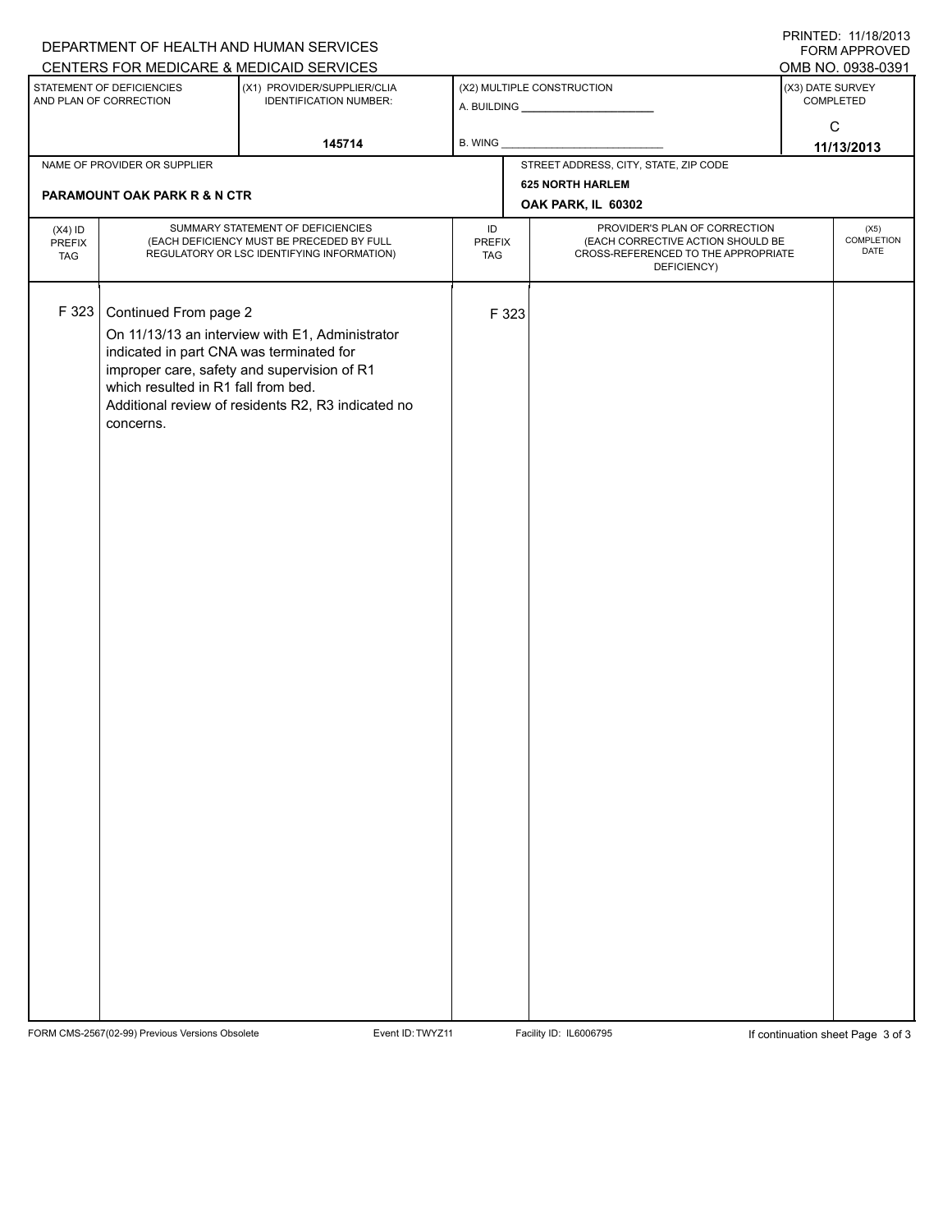DEPARTMENT OF HEALTH AND HUMAN SERVICES
CENTERS FOR MEDICARE & MEDICAID SERVICES

PRINTED: 11/18/2013
FORM APPROVED
OMB NO. 0938-0391

| STATEMENT OF DEFICIENCIES AND PLAN OF CORRECTION | (X1) PROVIDER/SUPPLIER/CLIA IDENTIFICATION NUMBER: | (X2) MULTIPLE CONSTRUCTION | (X3) DATE SURVEY COMPLETED |
| --- | --- | --- | --- |
| | 145714 | A. BUILDING ______ B. WING ______ | C 11/13/2013 |

| NAME OF PROVIDER OR SUPPLIER | STREET ADDRESS, CITY, STATE, ZIP CODE |
| --- | --- |
| PARAMOUNT OAK PARK R & N CTR | 625 NORTH HARLEM OAK PARK, IL 60302 |

| (X4) ID PREFIX TAG | SUMMARY STATEMENT OF DEFICIENCIES (EACH DEFICIENCY MUST BE PRECEDED BY FULL REGULATORY OR LSC IDENTIFYING INFORMATION) | ID PREFIX TAG | PROVIDER'S PLAN OF CORRECTION (EACH CORRECTIVE ACTION SHOULD BE CROSS-REFERENCED TO THE APPROPRIATE DEFICIENCY) | (X5) COMPLETION DATE |
| --- | --- | --- | --- | --- |
| F 323 | Continued From page 2<br>On 11/13/13 an interview with E1, Administrator indicated in part CNA was terminated for improper care, safety and supervision of R1 which resulted in R1 fall from bed.<br>Additional review of residents R2, R3 indicated no concerns. | F 323 | | |

FORM CMS-2567(02-99) Previous Versions Obsolete Event ID: TWYZ11 Facility ID: IL6006795 If continuation sheet Page 3 of 3